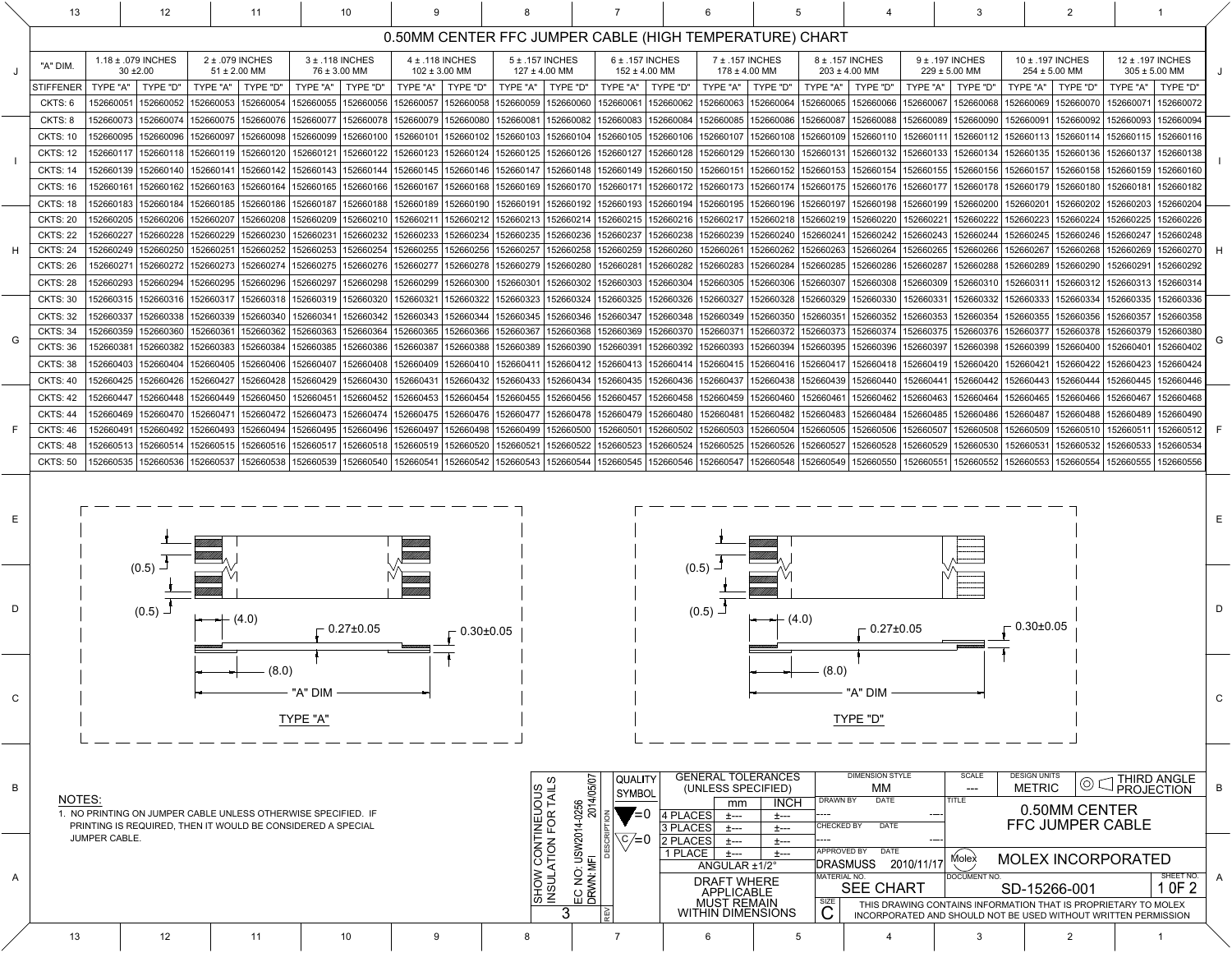# 0.50MM CENTER FFC JUMPER CABLE (HIGH TEMPERATURE) CHART

| "A" DIM. | 1.18 ± .079 INCHES 30 ±2.00 | | 2 ± .079 INCHES 51 ± 2.00 MM | | 3 ± .118 INCHES 76 ± 3.00 MM | | 4 ± .118 INCHES 102 ± 3.00 MM | | 5 ± .157 INCHES 127 ± 4.00 MM | | 6 ± .157 INCHES 152 ± 4.00 MM | | 7 ± .157 INCHES 178 ± 4.00 MM | | 8 ± .157 INCHES 203 ± 4.00 MM | | 9 ± .197 INCHES 229 ± 5.00 MM | | 10 ± .197 INCHES 254 ± 5.00 MM | | 12 ± .197 INCHES 305 ± 5.00 MM | |
|---|---|---|---|---|---|---|---|---|---|---|---|---|---|---|---|---|---|---|---|---|---|---|
| STIFFENER | TYPE "A" | TYPE "D" | TYPE "A" | TYPE "D" | TYPE "A" | TYPE "D" | TYPE "A" | TYPE "D" | TYPE "A" | TYPE "D" | TYPE "A" | TYPE "D" | TYPE "A" | TYPE "D" | TYPE "A" | TYPE "D" | TYPE "A" | TYPE "D" | TYPE "A" | TYPE "D" | TYPE "A" | TYPE "D" |
| CKTS: 6 | 152660051 | 152660052 | 152660053 | 152660054 | 152660055 | 152660056 | 152660057 | 152660058 | 152660059 | 152660060 | 152660061 | 152660062 | 152660063 | 152660064 | 152660065 | 152660066 | 152660067 | 152660068 | 152660069 | 152660070 | 152660071 | 152660072 |
| CKTS: 8 | 152660073 | 152660074 | 152660075 | 152660076 | 152660077 | 152660078 | 152660079 | 152660080 | 152660081 | 152660082 | 152660083 | 152660084 | 152660085 | 152660086 | 152660087 | 152660088 | 152660089 | 152660090 | 152660091 | 152660092 | 152660093 | 152660094 |
| CKTS: 10 | 152660095 | 152660096 | 152660097 | 152660098 | 152660099 | 152660100 | 152660101 | 152660102 | 152660103 | 152660104 | 152660105 | 152660106 | 152660107 | 152660108 | 152660109 | 152660110 | 152660111 | 152660112 | 152660113 | 152660114 | 152660115 | 152660116 |
| CKTS: 12 | 152660117 | 152660118 | 152660119 | 152660120 | 152660121 | 152660122 | 152660123 | 152660124 | 152660125 | 152660126 | 152660127 | 152660128 | 152660129 | 152660130 | 152660131 | 152660132 | 152660133 | 152660134 | 152660135 | 152660136 | 152660137 | 152660138 |
| CKTS: 14 | 152660139 | 152660140 | 152660141 | 152660142 | 152660143 | 152660144 | 152660145 | 152660146 | 152660147 | 152660148 | 152660149 | 152660150 | 152660151 | 152660152 | 152660153 | 152660154 | 152660155 | 152660156 | 152660157 | 152660158 | 152660159 | 152660160 |
| CKTS: 16 | 152660161 | 152660162 | 152660163 | 152660164 | 152660165 | 152660166 | 152660167 | 152660168 | 152660169 | 152660170 | 152660171 | 152660172 | 152660173 | 152660174 | 152660175 | 152660176 | 152660177 | 152660178 | 152660179 | 152660180 | 152660181 | 152660182 |
| CKTS: 18 | 152660183 | 152660184 | 152660185 | 152660186 | 152660187 | 152660188 | 152660189 | 152660190 | 152660191 | 152660192 | 152660193 | 152660194 | 152660195 | 152660196 | 152660197 | 152660198 | 152660199 | 152660200 | 152660201 | 152660202 | 152660203 | 152660204 |
| CKTS: 20 | 152660205 | 152660206 | 152660207 | 152660208 | 152660209 | 152660210 | 152660211 | 152660212 | 152660213 | 152660214 | 152660215 | 152660216 | 152660217 | 152660218 | 152660219 | 152660220 | 152660221 | 152660222 | 152660223 | 152660224 | 152660225 | 152660226 |
| CKTS: 22 | 152660227 | 152660228 | 152660229 | 152660230 | 152660231 | 152660232 | 152660233 | 152660234 | 152660235 | 152660236 | 152660237 | 152660238 | 152660239 | 152660240 | 152660241 | 152660242 | 152660243 | 152660244 | 152660245 | 152660246 | 152660247 | 152660248 |
| CKTS: 24 | 152660249 | 152660250 | 152660251 | 152660252 | 152660253 | 152660254 | 152660255 | 152660256 | 152660257 | 152660258 | 152660259 | 152660260 | 152660261 | 152660262 | 152660263 | 152660264 | 152660265 | 152660266 | 152660267 | 152660268 | 152660269 | 152660270 |
| CKTS: 26 | 152660271 | 152660272 | 152660273 | 152660274 | 152660275 | 152660276 | 152660277 | 152660278 | 152660279 | 152660280 | 152660281 | 152660282 | 152660283 | 152660284 | 152660285 | 152660286 | 152660287 | 152660288 | 152660289 | 152660290 | 152660291 | 152660292 |
| CKTS: 28 | 152660293 | 152660294 | 152660295 | 152660296 | 152660297 | 152660298 | 152660299 | 152660300 | 152660301 | 152660302 | 152660303 | 152660304 | 152660305 | 152660306 | 152660307 | 152660308 | 152660309 | 152660310 | 152660311 | 152660312 | 152660313 | 152660314 |
| CKTS: 30 | 152660315 | 152660316 | 152660317 | 152660318 | 152660319 | 152660320 | 152660321 | 152660322 | 152660323 | 152660324 | 152660325 | 152660326 | 152660327 | 152660328 | 152660329 | 152660330 | 152660331 | 152660332 | 152660333 | 152660334 | 152660335 | 152660336 |
| CKTS: 32 | 152660337 | 152660338 | 152660339 | 152660340 | 152660341 | 152660342 | 152660343 | 152660344 | 152660345 | 152660346 | 152660347 | 152660348 | 152660349 | 152660350 | 152660351 | 152660352 | 152660353 | 152660354 | 152660355 | 152660356 | 152660357 | 152660358 |
| CKTS: 34 | 152660359 | 152660360 | 152660361 | 152660362 | 152660363 | 152660364 | 152660365 | 152660366 | 152660367 | 152660368 | 152660369 | 152660370 | 152660371 | 152660372 | 152660373 | 152660374 | 152660375 | 152660376 | 152660377 | 152660378 | 152660379 | 152660380 |
| CKTS: 36 | 152660381 | 152660382 | 152660383 | 152660384 | 152660385 | 152660386 | 152660387 | 152660388 | 152660389 | 152660390 | 152660391 | 152660392 | 152660393 | 152660394 | 152660395 | 152660396 | 152660397 | 152660398 | 152660399 | 152660400 | 152660401 | 152660402 |
| CKTS: 38 | 152660403 | 152660404 | 152660405 | 152660406 | 152660407 | 152660408 | 152660409 | 152660410 | 152660411 | 152660412 | 152660413 | 152660414 | 152660415 | 152660416 | 152660417 | 152660418 | 152660419 | 152660420 | 152660421 | 152660422 | 152660423 | 152660424 |
| CKTS: 40 | 152660425 | 152660426 | 152660427 | 152660428 | 152660429 | 152660430 | 152660431 | 152660432 | 152660433 | 152660434 | 152660435 | 152660436 | 152660437 | 152660438 | 152660439 | 152660440 | 152660441 | 152660442 | 152660443 | 152660444 | 152660445 | 152660446 |
| CKTS: 42 | 152660447 | 152660448 | 152660449 | 152660450 | 152660451 | 152660452 | 152660453 | 152660454 | 152660455 | 152660456 | 152660457 | 152660458 | 152660459 | 152660460 | 152660461 | 152660462 | 152660463 | 152660464 | 152660465 | 152660466 | 152660467 | 152660468 |
| CKTS: 44 | 152660469 | 152660470 | 152660471 | 152660472 | 152660473 | 152660474 | 152660475 | 152660476 | 152660477 | 152660478 | 152660479 | 152660480 | 152660481 | 152660482 | 152660483 | 152660484 | 152660485 | 152660486 | 152660487 | 152660488 | 152660489 | 152660490 |
| CKTS: 46 | 152660491 | 152660492 | 152660493 | 152660494 | 152660495 | 152660496 | 152660497 | 152660498 | 152660499 | 152660500 | 152660501 | 152660502 | 152660503 | 152660504 | 152660505 | 152660506 | 152660507 | 152660508 | 152660509 | 152660510 | 152660511 | 152660512 |
| CKTS: 48 | 152660513 | 152660514 | 152660515 | 152660516 | 152660517 | 152660518 | 152660519 | 152660520 | 152660521 | 152660522 | 152660523 | 152660524 | 152660525 | 152660526 | 152660527 | 152660528 | 152660529 | 152660530 | 152660531 | 152660532 | 152660533 | 152660534 |
| CKTS: 50 | 152660535 | 152660536 | 152660537 | 152660538 | 152660539 | 152660540 | 152660541 | 152660542 | 152660543 | 152660544 | 152660545 | 152660546 | 152660547 | 152660548 | 152660549 | 152660550 | 152660551 | 152660552 | 152660553 | 152660554 | 152660555 | 152660556 |

(0.5) (0.5) (4.0) 0.27±0.05 0.30±0.05 (8.0) "A" DIM

TYPE "A"

(0.5) (0.5) (4.0) 0.27±0.05 0.30±0.05 (8.0) "A" DIM

TYPE "D"

NOTES:

1. NO PRINTING ON JUMPER CABLE UNLESS OTHERWISE SPECIFIED. IF PRINTING IS REQUIRED, THEN IT WOULD BE CONSIDERED A SPECIAL JUMPER CABLE.

| REV | DESCRIPTION | EC NO / DRWN | DATE |
|---|---|---|---|
| 3 | SHOW CONTINEUOUS INSULATION FOR TAILS | EC NO: USW2014-0256 DRWN: MFI | 2014/05/07 |

| GENERAL TOLERANCES (UNLESS SPECIFIED) | mm | INCH |
|---|---|---|
| 4 PLACES | ±--- | ±--- |
| 3 PLACES | ±--- | ±--- |
| 2 PLACES | ±--- | ±--- |
| 1 PLACE | ±--- | ±--- |
| ANGULAR ±1/2° | | |

DRAFT WHERE APPLICABLE MUST REMAIN WITHIN DIMENSIONS

QUALITY SYMBOL

DIMENSION STYLE: MM | SCALE: --- | DESIGN UNITS: METRIC | THIRD ANGLE PROJECTION

DRAWN BY: ---- | CHECKED BY: ---- | APPROVED BY: DRASMUSS 2010/11/17

TITLE: 0.50MM CENTER FFC JUMPER CABLE

MOLEX INCORPORATED

MATERIAL NO.: SEE CHART | DOCUMENT NO.: SD-15266-001 | SHEET NO.: 1 OF 2 | SIZE: C

THIS DRAWING CONTAINS INFORMATION THAT IS PROPRIETARY TO MOLEX INCORPORATED AND SHOULD NOT BE USED WITHOUT WRITTEN PERMISSION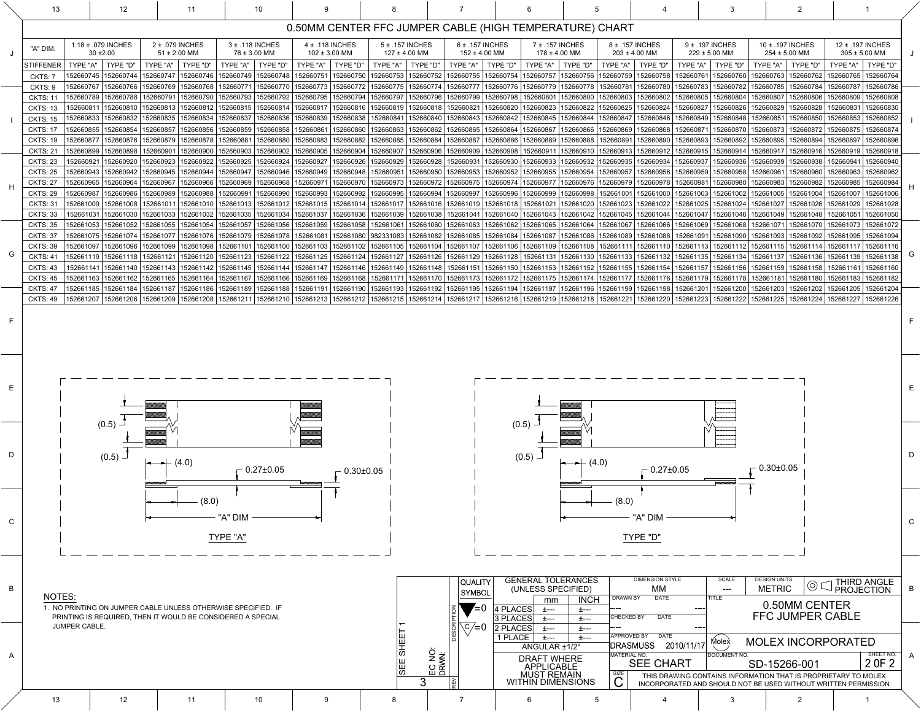# 0.50MM CENTER FFC JUMPER CABLE (HIGH TEMPERATURE) CHART

| "A" DIM. | 1.18 ± .079 INCHES 30 ±2.00 | | 2 ± .079 INCHES 51 ± 2.00 MM | | 3 ± .118 INCHES 76 ± 3.00 MM | | 4 ± .118 INCHES 102 ± 3.00 MM | | 5 ± .157 INCHES 127 ± 4.00 MM | | 6 ± .157 INCHES 152 ± 4.00 MM | | 7 ± .157 INCHES 178 ± 4.00 MM | | 8 ± .157 INCHES 203 ± 4.00 MM | | 9 ± .197 INCHES 229 ± 5.00 MM | | 10 ± .197 INCHES 254 ± 5.00 MM | | 12 ± .197 INCHES 305 ± 5.00 MM | |
|---|---|---|---|---|---|---|---|---|---|---|---|---|---|---|---|---|---|---|---|---|---|---|
| STIFFENER | TYPE "A" | TYPE "D" | TYPE "A" | TYPE "D" | TYPE "A" | TYPE "D" | TYPE "A" | TYPE "D" | TYPE "A" | TYPE "D" | TYPE "A" | TYPE "D" | TYPE "A" | TYPE "D" | TYPE "A" | TYPE "D" | TYPE "A" | TYPE "D" | TYPE "A" | TYPE "D" | TYPE "A" | TYPE "D" |
| CKTS: 7 | 152660745 | 152660744 | 152660747 | 152660746 | 152660749 | 152660748 | 152660751 | 152660750 | 152660753 | 152660752 | 152660755 | 152660754 | 152660757 | 152660756 | 152660759 | 152660758 | 152660761 | 152660760 | 152660763 | 152660762 | 152660765 | 152660764 |
| CKTS: 9 | 152660767 | 152660766 | 152660769 | 152660768 | 152660771 | 152660770 | 152660773 | 152660772 | 152660775 | 152660774 | 152660777 | 152660776 | 152660779 | 152660778 | 152660781 | 152660780 | 152660783 | 152660782 | 152660785 | 152660784 | 152660787 | 152660786 |
| CKTS: 11 | 152660789 | 152660788 | 152660791 | 152660790 | 152660793 | 152660792 | 152660795 | 152660794 | 152660797 | 152660796 | 152660799 | 152660798 | 152660801 | 152660800 | 152660803 | 152660802 | 152660805 | 152660804 | 152660807 | 152660806 | 152660809 | 152660808 |
| CKTS: 13 | 152660811 | 152660810 | 152660813 | 152660812 | 152660815 | 152660814 | 152660817 | 152660816 | 152660819 | 152660818 | 152660821 | 152660820 | 152660823 | 152660822 | 152660825 | 152660824 | 152660827 | 152660826 | 152660829 | 152660828 | 152660831 | 152660830 |
| CKTS: 15 | 152660833 | 152660832 | 152660835 | 152660834 | 152660837 | 152660836 | 152660839 | 152660838 | 152660841 | 152660840 | 152660843 | 152660842 | 152660845 | 152660844 | 152660847 | 152660846 | 152660849 | 152660848 | 152660851 | 152660850 | 152660853 | 152660852 |
| CKTS: 17 | 152660855 | 152660854 | 152660857 | 152660856 | 152660859 | 152660858 | 152660861 | 152660860 | 152660863 | 152660862 | 152660865 | 152660864 | 152660867 | 152660866 | 152660869 | 152660868 | 152660871 | 152660870 | 152660873 | 152660872 | 152660875 | 152660874 |
| CKTS: 19 | 152660877 | 152660876 | 152660879 | 152660878 | 152660881 | 152660880 | 152660883 | 152660882 | 152660885 | 152660884 | 152660887 | 152660886 | 152660889 | 152660888 | 152660891 | 152660890 | 152660893 | 152660892 | 152660895 | 152660894 | 152660897 | 152660896 |
| CKTS: 21 | 152660899 | 152660898 | 152660901 | 152660900 | 152660903 | 152660902 | 152660905 | 152660904 | 152660907 | 152660906 | 152660909 | 152660908 | 152660911 | 152660910 | 152660913 | 152660912 | 152660915 | 152660914 | 152660917 | 152660916 | 152660919 | 152660918 |
| CKTS: 23 | 152660921 | 152660920 | 152660923 | 152660922 | 152660925 | 152660924 | 152660927 | 152660926 | 152660929 | 152660928 | 152660931 | 152660930 | 152660933 | 152660932 | 152660935 | 152660934 | 152660937 | 152660936 | 152660939 | 152660938 | 152660941 | 152660940 |
| CKTS: 25 | 152660943 | 152660942 | 152660945 | 152660944 | 152660947 | 152660946 | 152660949 | 152660948 | 152660951 | 152660950 | 152660953 | 152660952 | 152660955 | 152660954 | 152660957 | 152660956 | 152660959 | 152660958 | 152660961 | 152660960 | 152660963 | 152660962 |
| CKTS: 27 | 152660965 | 152660964 | 152660967 | 152660966 | 152660969 | 152660968 | 152660971 | 152660970 | 152660973 | 152660972 | 152660975 | 152660974 | 152660977 | 152660976 | 152660979 | 152660978 | 152660981 | 152660980 | 152660983 | 152660982 | 152660985 | 152660984 |
| CKTS: 29 | 152660987 | 152660986 | 152660989 | 152660988 | 152660991 | 152660990 | 152660993 | 152660992 | 152660995 | 152660994 | 152660997 | 152660996 | 152660999 | 152660998 | 152661001 | 152661000 | 152661003 | 152661002 | 152661005 | 152661004 | 152661007 | 152661006 |
| CKTS: 31 | 152661009 | 152661008 | 152661011 | 152661010 | 152661013 | 152661012 | 152661015 | 152661014 | 152661017 | 152661016 | 152661019 | 152661018 | 152661021 | 152661020 | 152661023 | 152661022 | 152661025 | 152661024 | 152661027 | 152661026 | 152661029 | 152661028 |
| CKTS: 33 | 152661031 | 152661030 | 152661033 | 152661032 | 152661035 | 152661034 | 152661037 | 152661036 | 152661039 | 152661038 | 152661041 | 152661040 | 152661043 | 152661042 | 152661045 | 152661044 | 152661047 | 152661046 | 152661049 | 152661048 | 152661051 | 152661050 |
| CKTS: 35 | 152661053 | 152661052 | 152661055 | 152661054 | 152661057 | 152661056 | 152661059 | 152661058 | 152661061 | 152661060 | 152661063 | 152661062 | 152661065 | 152661064 | 152661067 | 152661066 | 152661069 | 152661068 | 152661071 | 152661070 | 152661073 | 152661072 |
| CKTS: 37 | 152661075 | 152661074 | 152661077 | 152661076 | 152661079 | 152661078 | 152661081 | 152661080 | 982331083 | 152661082 | 152661085 | 152661084 | 152661087 | 152661086 | 152661089 | 152661088 | 152661091 | 152661090 | 152661093 | 152661092 | 152661095 | 152661094 |
| CKTS: 39 | 152661097 | 152661096 | 152661099 | 152661098 | 152661101 | 152661100 | 152661103 | 152661102 | 152661105 | 152661104 | 152661107 | 152661106 | 152661109 | 152661108 | 152661111 | 152661110 | 152661113 | 152661112 | 152661115 | 152661114 | 152661117 | 152661116 |
| CKTS: 41 | 152661119 | 152661118 | 152661121 | 152661120 | 152661123 | 152661122 | 152661125 | 152661124 | 152661127 | 152661126 | 152661129 | 152661128 | 152661131 | 152661130 | 152661133 | 152661132 | 152661135 | 152661134 | 152661137 | 152661136 | 152661139 | 152661138 |
| CKTS: 43 | 152661141 | 152661140 | 152661143 | 152661142 | 152661145 | 152661144 | 152661147 | 152661146 | 152661149 | 152661148 | 152661151 | 152661150 | 152661153 | 152661152 | 152661155 | 152661154 | 152661157 | 152661156 | 152661159 | 152661158 | 152661161 | 152661160 |
| CKTS: 45 | 152661163 | 152661162 | 152661165 | 152661164 | 152661167 | 152661166 | 152661169 | 152661168 | 152661171 | 152661170 | 152661173 | 152661172 | 152661175 | 152661174 | 152661177 | 152661176 | 152661179 | 152661178 | 152661181 | 152661180 | 152661183 | 152661182 |
| CKTS: 47 | 152661185 | 152661184 | 152661187 | 152661186 | 152661189 | 152661188 | 152661191 | 152661190 | 152661193 | 152661192 | 152661195 | 152661194 | 152661197 | 152661196 | 152661199 | 152661198 | 152661201 | 152661200 | 152661203 | 152661202 | 152661205 | 152661204 |
| CKTS: 49 | 152661207 | 152661206 | 152661209 | 152661208 | 152661211 | 152661210 | 152661213 | 152661212 | 152661215 | 152661214 | 152661217 | 152661216 | 152661219 | 152661218 | 152661221 | 152661220 | 152661223 | 152661222 | 152661225 | 152661224 | 152661227 | 152661226 |

(0.5)
(0.5)
(4.0)
0.27±0.05
0.30±0.05
(8.0)
"A" DIM
TYPE "A"

(0.5)
(0.5)
(4.0)
0.27±0.05
0.30±0.05
(8.0)
"A" DIM
TYPE "D"

NOTES:

1. NO PRINTING ON JUMPER CABLE UNLESS OTHERWISE SPECIFIED. IF PRINTING IS REQUIRED, THEN IT WOULD BE CONSIDERED A SPECIAL JUMPER CABLE.

SEE SHEET 1 | EC NO: | DRWN: | REV: 3 | DESCRIPTION

QUALITY SYMBOL: =0, $\triangledown$C=0

| GENERAL TOLERANCES (UNLESS SPECIFIED) | mm | INCH |
|---|---|---|
| 4 PLACES | ±--- | ±--- |
| 3 PLACES | ±--- | ±--- |
| 2 PLACES | ±--- | ±--- |
| 1 PLACE | ±--- | ±--- |
| ANGULAR ±1/2° | | |

DRAFT WHERE APPLICABLE MUST REMAIN WITHIN DIMENSIONS

DIMENSION STYLE: MM
SCALE: ---
DESIGN UNITS: METRIC
THIRD ANGLE PROJECTION

DRAWN BY: ---- DATE: ----
CHECKED BY: ---- DATE: ----
APPROVED BY: DRASMUSS DATE: 2010/11/17

TITLE: 0.50MM CENTER FFC JUMPER CABLE

MOLEX INCORPORATED

MATERIAL NO.: SEE CHART
DOCUMENT NO.: SD-15266-001
SHEET NO.: 2 0F 2
SIZE: C

THIS DRAWING CONTAINS INFORMATION THAT IS PROPRIETARY TO MOLEX INCORPORATED AND SHOULD NOT BE USED WITHOUT WRITTEN PERMISSION